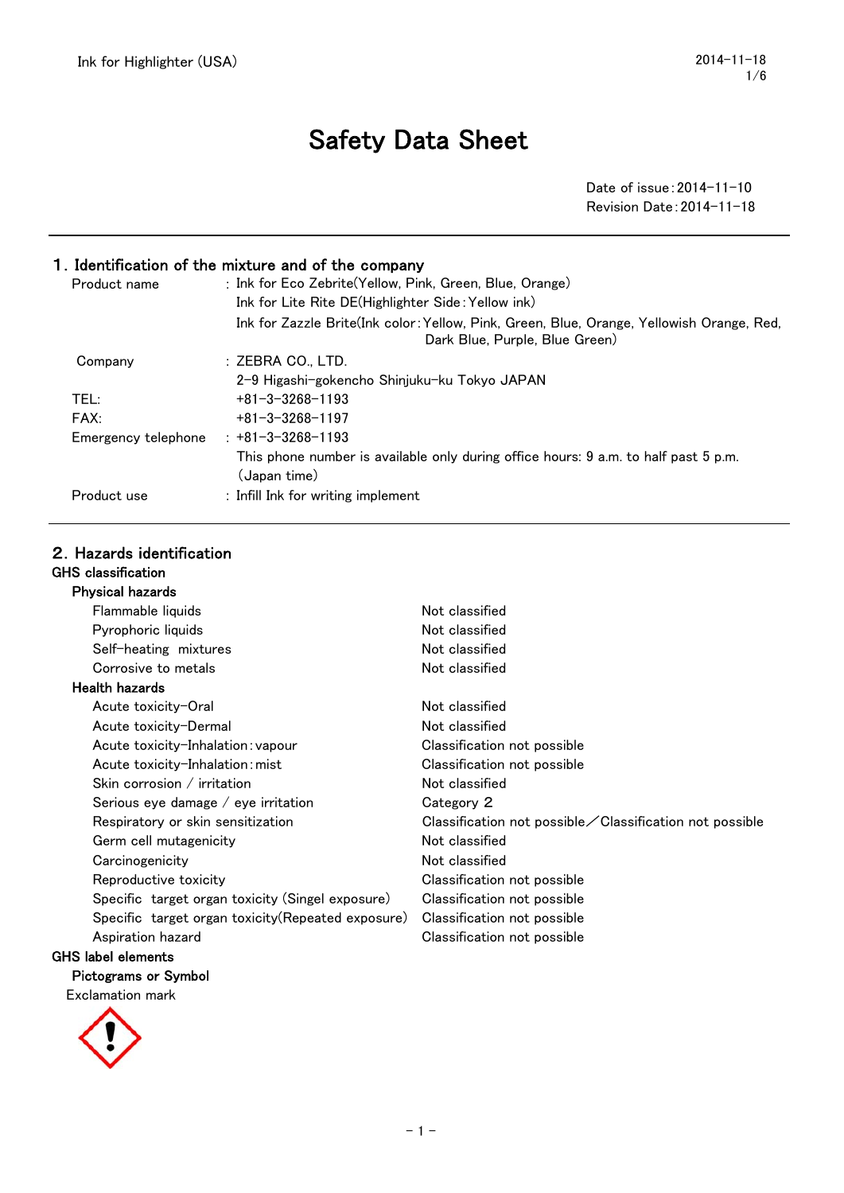# Safety Data Sheet

Date of issue : 2014-11-10
Revision Date : 2014-11-18

## 1. Identification of the mixture and of the company

| | |
|---|---|
| Product name | : Ink for Eco Zebrite(Yellow, Pink, Green, Blue, Orange) |
| | Ink for Lite Rite DE(Highlighter Side : Yellow ink) |
| | Ink for Zazzle Brite(Ink color : Yellow, Pink, Green, Blue, Orange, Yellowish Orange, Red, Dark Blue, Purple, Blue Green) |
| Company | : ZEBRA CO., LTD. |
| | 2-9 Higashi-gokencho Shinjuku-ku Tokyo JAPAN |
| TEL: | +81-3-3268-1193 |
| FAX: | +81-3-3268-1197 |
| Emergency telephone | : +81-3-3268-1193 |
| | This phone number is available only during office hours: 9 a.m. to half past 5 p.m. (Japan time) |
| Product use | : Infill Ink for writing implement |

## 2. Hazards identification

### GHS classification

**Physical hazards**

| | |
|---|---|
| Flammable liquids | Not classified |
| Pyrophoric liquids | Not classified |
| Self-heating mixtures | Not classified |
| Corrosive to metals | Not classified |

**Health hazards**

| | |
|---|---|
| Acute toxicity-Oral | Not classified |
| Acute toxicity-Dermal | Not classified |
| Acute toxicity-Inhalation : vapour | Classification not possible |
| Acute toxicity-Inhalation : mist | Classification not possible |
| Skin corrosion / irritation | Not classified |
| Serious eye damage / eye irritation | Category 2 |
| Respiratory or skin sensitization | Classification not possible／Classification not possible |
| Germ cell mutagenicity | Not classified |
| Carcinogenicity | Not classified |
| Reproductive toxicity | Classification not possible |
| Specific target organ toxicity (Singel exposure) | Classification not possible |
| Specific target organ toxicity(Repeated exposure) | Classification not possible |
| Aspiration hazard | Classification not possible |

### GHS label elements

**Pictograms or Symbol**

Exclamation mark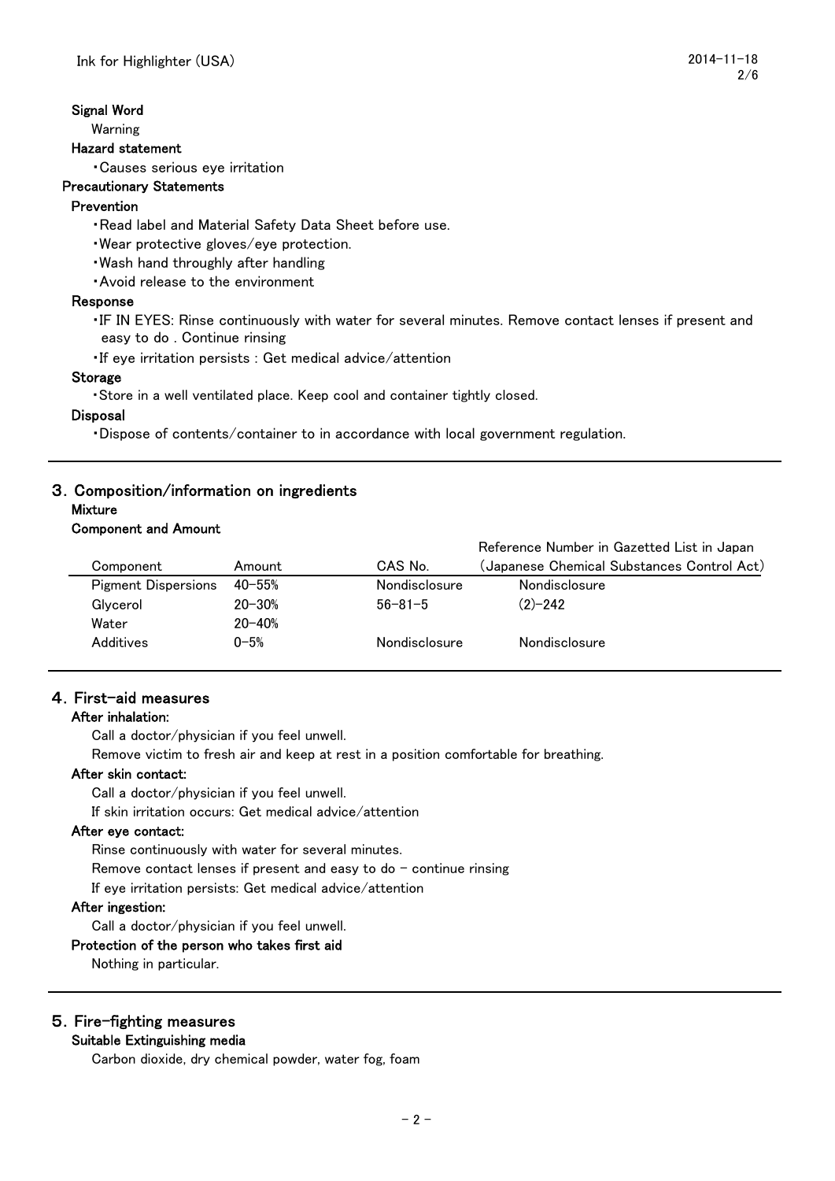**Signal Word**

Warning

**Hazard statement**

・Causes serious eye irritation

**Precautionary Statements**

**Prevention**

・Read label and Material Safety Data Sheet before use.

・Wear protective gloves/eye protection.

・Wash hand throughly after handling

・Avoid release to the environment

**Response**

・IF IN EYES: Rinse continuously with water for several minutes. Remove contact lenses if present and easy to do . Continue rinsing

・If eye irritation persists : Get medical advice/attention

**Storage**

・Store in a well ventilated place. Keep cool and container tightly closed.

**Disposal**

・Dispose of contents/container to in accordance with local government regulation.

## 3. Composition/information on ingredients

**Mixture**

**Component and Amount**

| Component | Amount | CAS No. | Reference Number in Gazetted List in Japan (Japanese Chemical Substances Control Act) |
|---|---|---|---|
| Pigment Dispersions | 40-55% | Nondisclosure | Nondisclosure |
| Glycerol | 20-30% | 56-81-5 | (2)-242 |
| Water | 20-40% | | |
| Additives | 0-5% | Nondisclosure | Nondisclosure |

## 4. First-aid measures

**After inhalation:**

Call a doctor/physician if you feel unwell.

Remove victim to fresh air and keep at rest in a position comfortable for breathing.

**After skin contact:**

Call a doctor/physician if you feel unwell.

If skin irritation occurs: Get medical advice/attention

**After eye contact:**

Rinse continuously with water for several minutes.

Remove contact lenses if present and easy to do - continue rinsing

If eye irritation persists: Get medical advice/attention

**After ingestion:**

Call a doctor/physician if you feel unwell.

**Protection of the person who takes first aid**

Nothing in particular.

## 5. Fire-fighting measures

**Suitable Extinguishing media**

Carbon dioxide, dry chemical powder, water fog, foam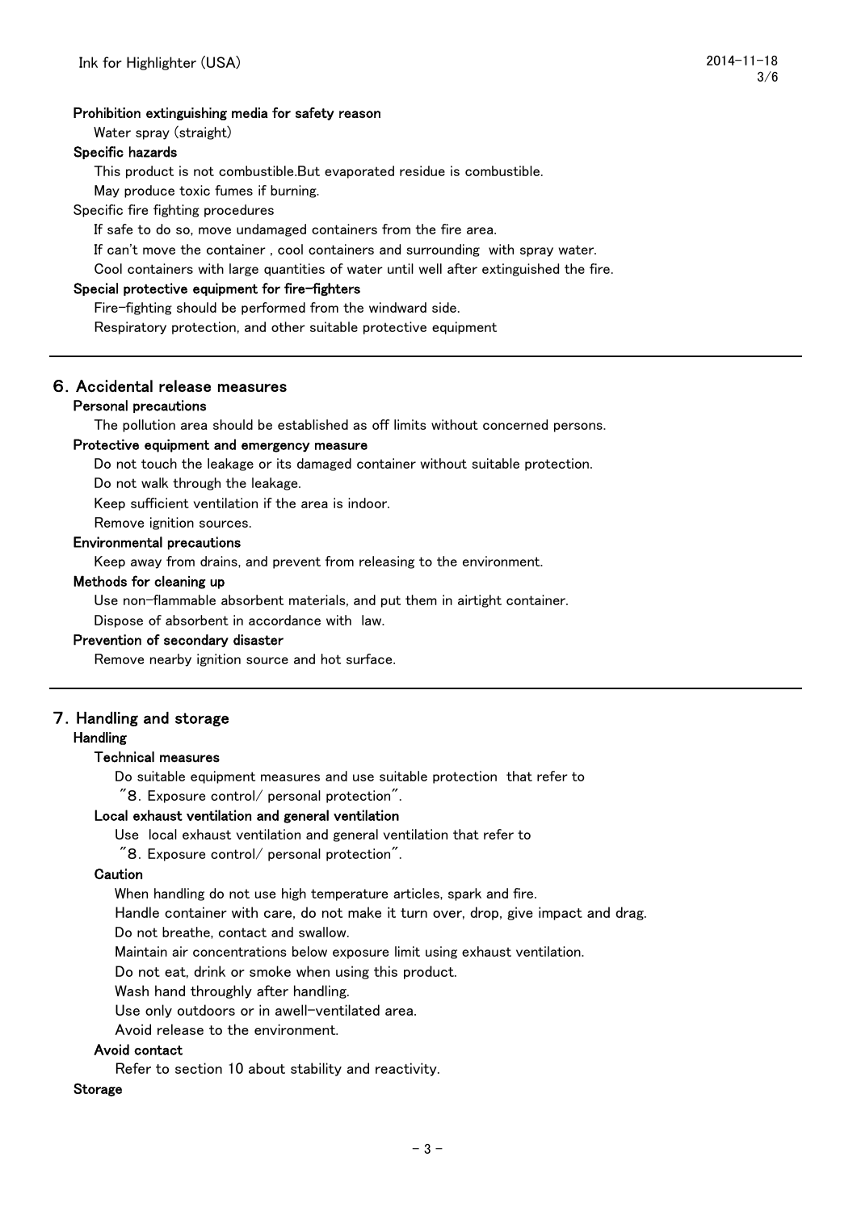**Prohibition extinguishing media for safety reason**

Water spray (straight)

**Specific hazards**

This product is not combustible.But evaporated residue is combustible.

May produce toxic fumes if burning.

Specific fire fighting procedures

If safe to do so, move undamaged containers from the fire area.

If can't move the container , cool containers and surrounding with spray water.

Cool containers with large quantities of water until well after extinguished the fire.

**Special protective equipment for fire-fighters**

Fire-fighting should be performed from the windward side.

Respiratory protection, and other suitable protective equipment

---

## 6. Accidental release measures

**Personal precautions**

The pollution area should be established as off limits without concerned persons.

**Protective equipment and emergency measure**

Do not touch the leakage or its damaged container without suitable protection.

Do not walk through the leakage.

Keep sufficient ventilation if the area is indoor.

Remove ignition sources.

**Environmental precautions**

Keep away from drains, and prevent from releasing to the environment.

**Methods for cleaning up**

Use non-flammable absorbent materials, and put them in airtight container.

Dispose of absorbent in accordance with law.

**Prevention of secondary disaster**

Remove nearby ignition source and hot surface.

---

## 7. Handling and storage

**Handling**

**Technical measures**

Do suitable equipment measures and use suitable protection that refer to "8. Exposure control/ personal protection".

**Local exhaust ventilation and general ventilation**

Use local exhaust ventilation and general ventilation that refer to "8. Exposure control/ personal protection".

**Caution**

When handling do not use high temperature articles, spark and fire.

Handle container with care, do not make it turn over, drop, give impact and drag.

Do not breathe, contact and swallow.

Maintain air concentrations below exposure limit using exhaust ventilation.

Do not eat, drink or smoke when using this product.

Wash hand throughly after handling.

Use only outdoors or in awell-ventilated area.

Avoid release to the environment.

**Avoid contact**

Refer to section 10 about stability and reactivity.

**Storage**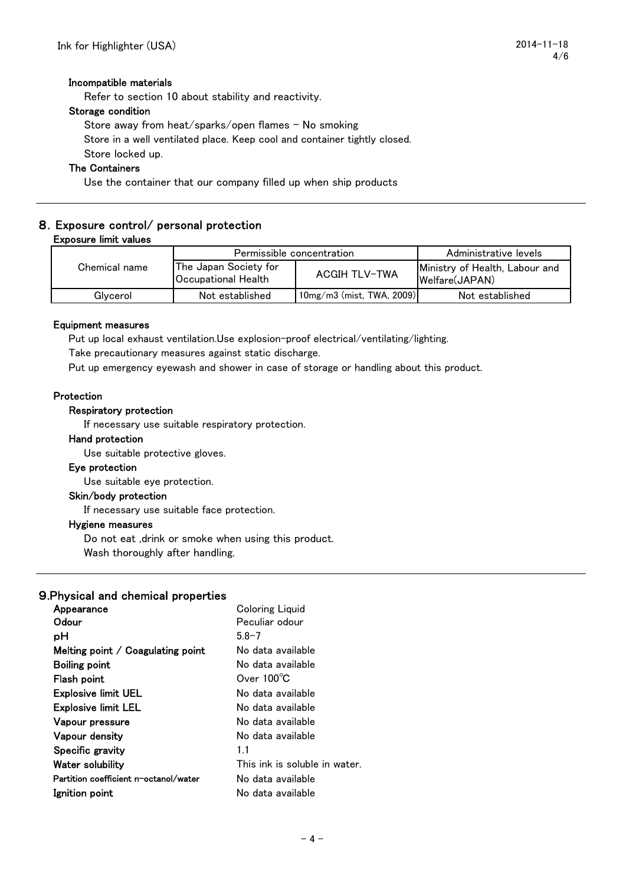**Incompatible materials**

Refer to section 10 about stability and reactivity.

**Storage condition**

Store away from heat/sparks/open flames - No smoking

Store in a well ventilated place. Keep cool and container tightly closed.

Store locked up.

**The Containers**

Use the container that our company filled up when ship products

## 8. Exposure control/ personal protection

**Exposure limit values**

| Chemical name | Permissible concentration | | Administrative levels |
|---|---|---|---|
| | The Japan Society for Occupational Health | ACGIH TLV-TWA | Ministry of Health, Labour and Welfare(JAPAN) |
| Glycerol | Not established | 10mg/m3 (mist, TWA, 2009) | Not established |

**Equipment measures**

Put up local exhaust ventilation.Use explosion-proof electrical/ventilating/lighting.

Take precautionary measures against static discharge.

Put up emergency eyewash and shower in case of storage or handling about this product.

**Protection**

**Respiratory protection**

If necessary use suitable respiratory protection.

**Hand protection**

Use suitable protective gloves.

**Eye protection**

Use suitable eye protection.

**Skin/body protection**

If necessary use suitable face protection.

**Hygiene measures**

Do not eat ,drink or smoke when using this product.

Wash thoroughly after handling.

## 9.Physical and chemical properties

| | |
|---|---|
| **Appearance** | Coloring Liquid |
| **Odour** | Peculiar odour |
| **pH** | 5.8-7 |
| **Melting point / Coagulating point** | No data available |
| **Boiling point** | No data available |
| **Flash point** | Over 100℃ |
| **Explosive limit UEL** | No data available |
| **Explosive limit LEL** | No data available |
| **Vapour pressure** | No data available |
| **Vapour density** | No data available |
| **Specific gravity** | 1.1 |
| **Water solubility** | This ink is soluble in water. |
| **Partition coefficient n-octanol/water** | No data available |
| **Ignition point** | No data available |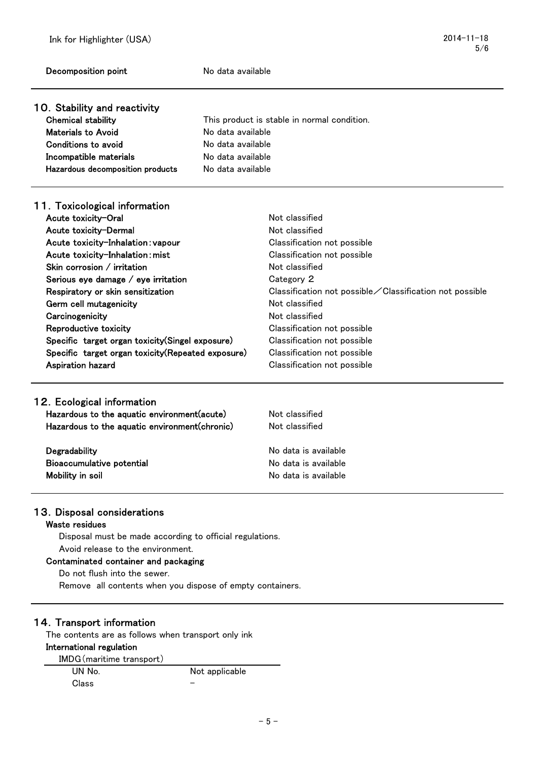| | |
|---|---|
| **Decomposition point** | No data available |

## 10. Stability and reactivity

| | |
|---|---|
| **Chemical stability** | This product is stable in normal condition. |
| **Materials to Avoid** | No data available |
| **Conditions to avoid** | No data available |
| **Incompatible materials** | No data available |
| **Hazardous decomposition products** | No data available |

## 11. Toxicological information

| | |
|---|---|
| **Acute toxicity-Oral** | Not classified |
| **Acute toxicity-Dermal** | Not classified |
| **Acute toxicity-Inhalation：vapour** | Classification not possible |
| **Acute toxicity-Inhalation：mist** | Classification not possible |
| **Skin corrosion / irritation** | Not classified |
| **Serious eye damage / eye irritation** | Category 2 |
| **Respiratory or skin sensitization** | Classification not possible／Classification not possible |
| **Germ cell mutagenicity** | Not classified |
| **Carcinogenicity** | Not classified |
| **Reproductive toxicity** | Classification not possible |
| **Specific target organ toxicity(Singel exposure)** | Classification not possible |
| **Specific target organ toxicity(Repeated exposure)** | Classification not possible |
| **Aspiration hazard** | Classification not possible |

## 12. Ecological information

| | |
|---|---|
| **Hazardous to the aquatic environment(acute)** | Not classified |
| **Hazardous to the aquatic environment(chronic)** | Not classified |
| **Degradability** | No data is available |
| **Bioaccumulative potential** | No data is available |
| **Mobility in soil** | No data is available |

## 13. Disposal considerations

**Waste residues**

Disposal must be made according to official regulations.

Avoid release to the environment.

**Contaminated container and packaging**

Do not flush into the sewer.

Remove all contents when you dispose of empty containers.

## 14. Transport information

The contents are as follows when transport only ink

**International regulation**

IMDG(maritime transport)

| | |
|---|---|
| UN No. | Not applicable |
| Class | － |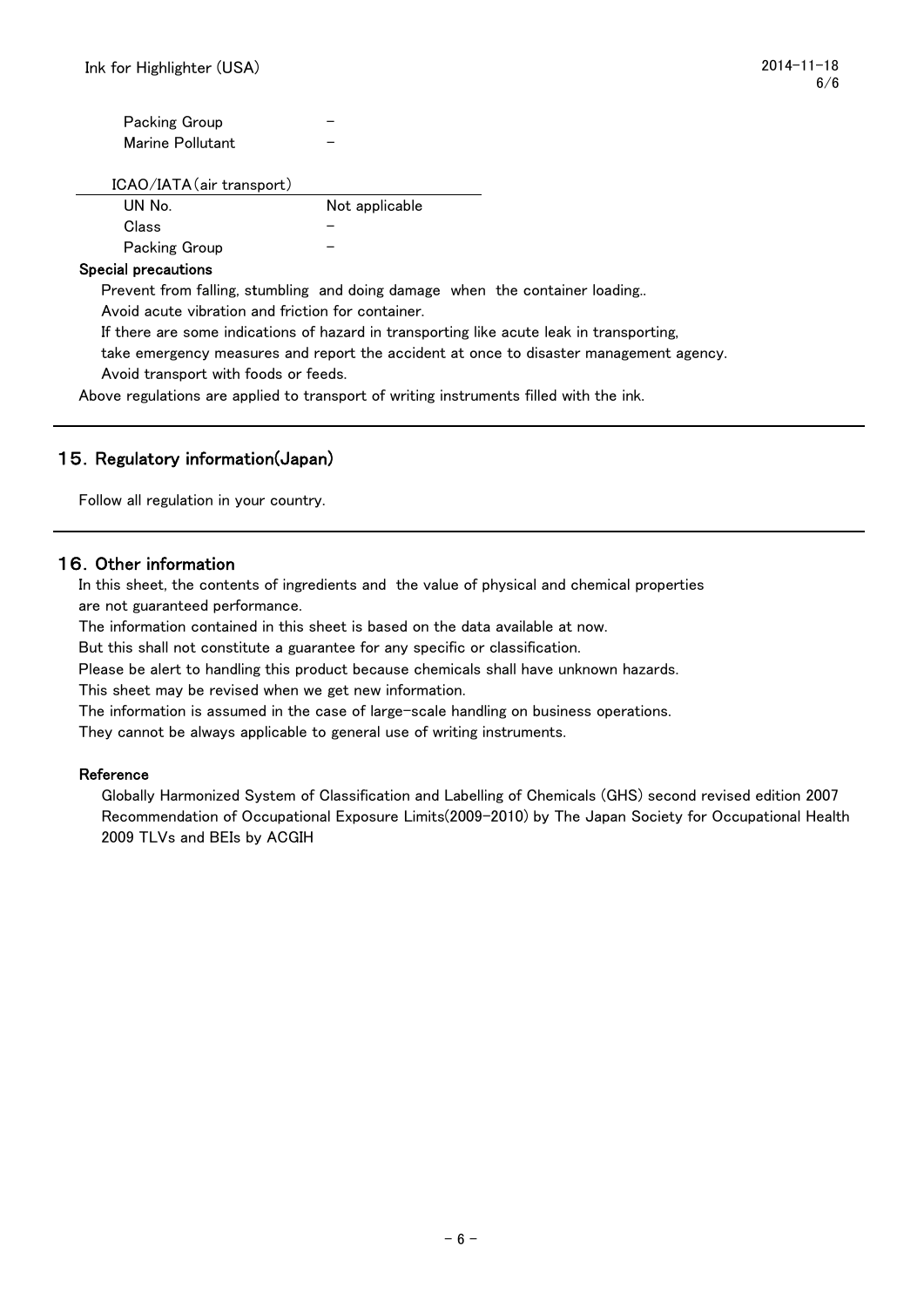| | |
|---|---|
| Packing Group | – |
| Marine Pollutant | – |

ICAO/IATA(air transport)

| | |
|---|---|
| UN No. | Not applicable |
| Class | – |
| Packing Group | – |

**Special precautions**

Prevent from falling, stumbling and doing damage when the container loading..

Avoid acute vibration and friction for container.

If there are some indications of hazard in transporting like acute leak in transporting,

take emergency measures and report the accident at once to disaster management agency.

Avoid transport with foods or feeds.

Above regulations are applied to transport of writing instruments filled with the ink.

## 15. Regulatory information(Japan)

Follow all regulation in your country.

## 16. Other information

In this sheet, the contents of ingredients and the value of physical and chemical properties are not guaranteed performance.

The information contained in this sheet is based on the data available at now.

But this shall not constitute a guarantee for any specific or classification.

Please be alert to handling this product because chemicals shall have unknown hazards.

This sheet may be revised when we get new information.

The information is assumed in the case of large-scale handling on business operations.

They cannot be always applicable to general use of writing instruments.

**Reference**

Globally Harmonized System of Classification and Labelling of Chemicals (GHS) second revised edition 2007

Recommendation of Occupational Exposure Limits(2009-2010) by The Japan Society for Occupational Health

2009 TLVs and BEIs by ACGIH